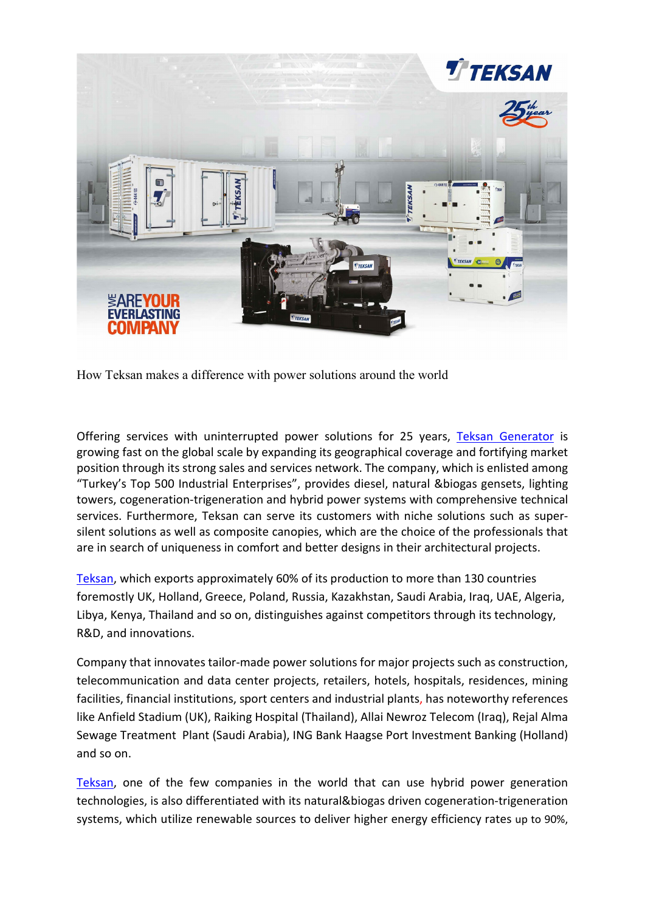How Teksan makes a difference with power solutions around the world

Offering services with uninterrupted power solutions for 25 years, [Teksan Generator] is growing fast on the global scale by expanding its geographical coverage and fortifying market position through its strong sales and services network. The company, which is enlisted among "Turkey's Top 500 Industrial Enterprises", provides diesel, natural &biogas gensets, lighting towers, cogeneration-trigeneration and hybrid power systems with comprehensive technical services. Furthermore, Teksan can serve its customers with niche solutions such as super-silent solutions as well as composite canopies, which are the choice of the professionals that are in search of uniqueness in comfort and better designs in their architectural projects.

[Teksan], which exports approximately 60% of its production to more than 130 countries foremostly UK, Holland, Greece, Poland, Russia, Kazakhstan, Saudi Arabia, Iraq, UAE, Algeria, Libya, Kenya, Thailand and so on, distinguishes against competitors through its technology, R&D, and innovations.

Company that innovates tailor-made power solutions for major projects such as construction, telecommunication and data center projects, retailers, hotels, hospitals, residences, mining facilities, financial institutions, sport centers and industrial plants, has noteworthy references like Anfield Stadium (UK), Raiking Hospital (Thailand), Allai Newroz Telecom (Iraq), Rejal Alma Sewage Treatment Plant (Saudi Arabia), ING Bank Haagse Port Investment Banking (Holland) and so on.

[Teksan], one of the few companies in the world that can use hybrid power generation technologies, is also differentiated with its natural&biogas driven cogeneration-trigeneration systems, which utilize renewable sources to deliver higher energy efficiency rates up to 90%,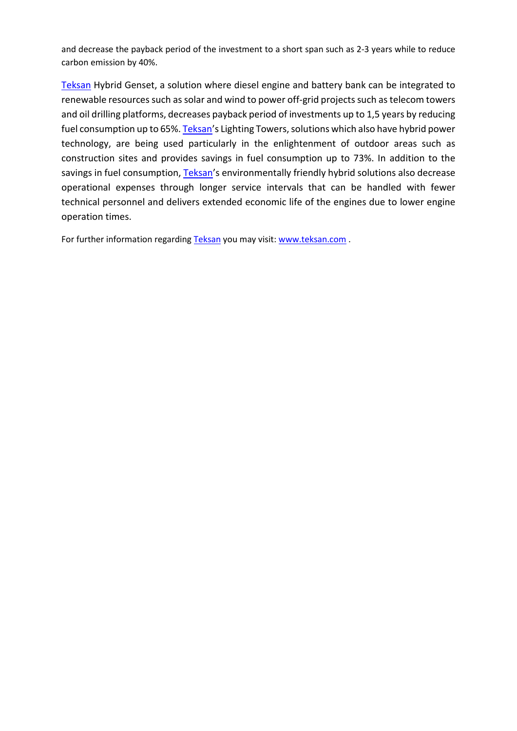and decrease the payback period of the investment to a short span such as 2-3 years while to reduce carbon emission by 40%.

Teksan Hybrid Genset, a solution where diesel engine and battery bank can be integrated to renewable resources such as solar and wind to power off-grid projects such as telecom towers and oil drilling platforms, decreases payback period of investments up to 1,5 years by reducing fuel consumption up to 65%. Teksan's Lighting Towers, solutions which also have hybrid power technology, are being used particularly in the enlightenment of outdoor areas such as construction sites and provides savings in fuel consumption up to 73%. In addition to the savings in fuel consumption, Teksan's environmentally friendly hybrid solutions also decrease operational expenses through longer service intervals that can be handled with fewer technical personnel and delivers extended economic life of the engines due to lower engine operation times.

For further information regarding Teksan you may visit: www.teksan.com .